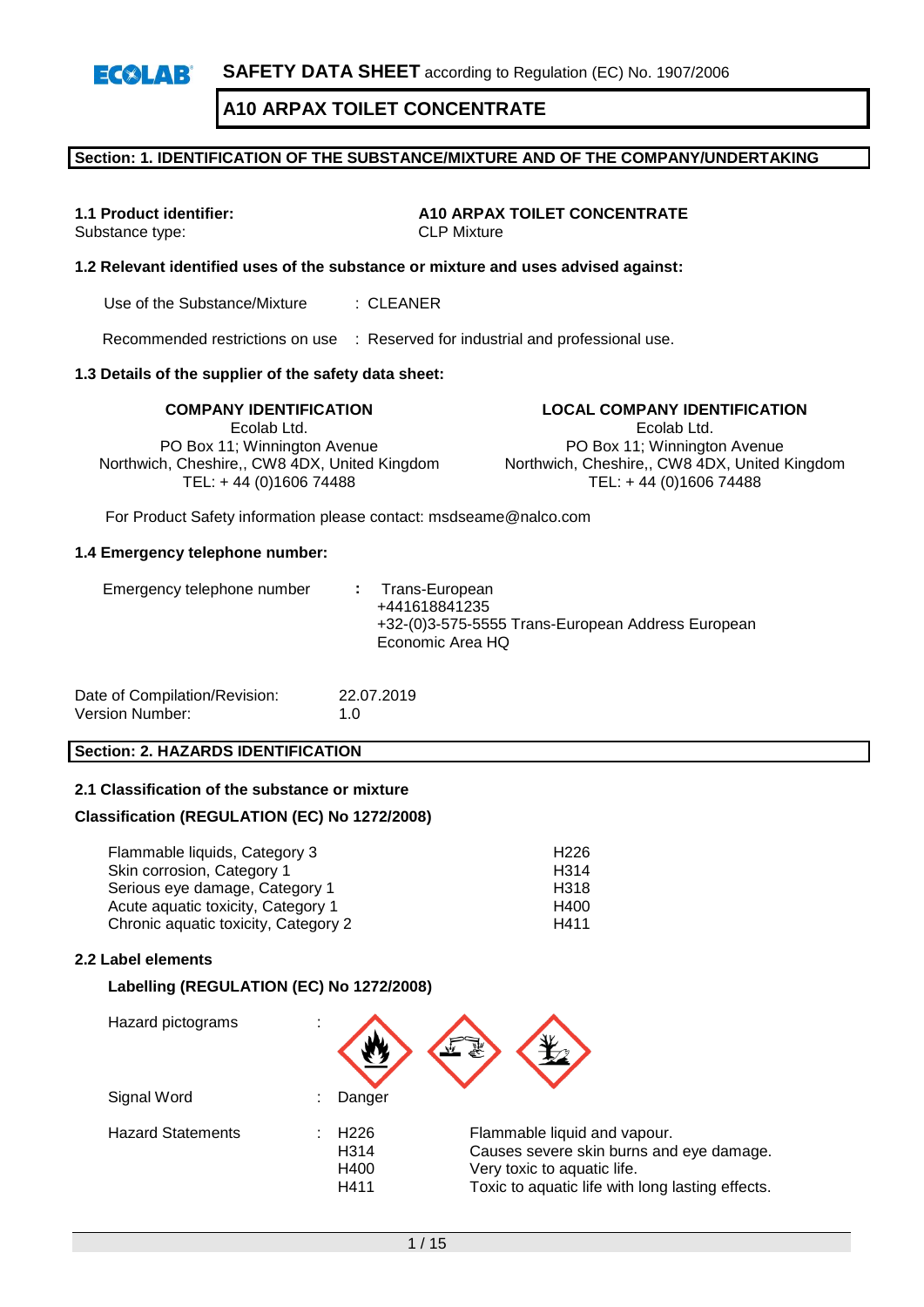**SAFETY DATA SHEET** according to Regulation (EC) No. 1907/2006

# A10 ARPAX TOILET CONCENTRATE

## Section: 1. IDENTIFICATION OF THE SUBSTANCE/MIXTURE AND OF THE COMPANY/UNDERTAKING

**1.1 Product identifier:** **A10 ARPAX TOILET CONCENTRATE**
Substance type: CLP Mixture

**1.2 Relevant identified uses of the substance or mixture and uses advised against:**

Use of the Substance/Mixture : CLEANER

Recommended restrictions on use : Reserved for industrial and professional use.

**1.3 Details of the supplier of the safety data sheet:**

**COMPANY IDENTIFICATION**
Ecolab Ltd.
PO Box 11; Winnington Avenue
Northwich, Cheshire,, CW8 4DX, United Kingdom
TEL: + 44 (0)1606 74488

**LOCAL COMPANY IDENTIFICATION**
Ecolab Ltd.
PO Box 11; Winnington Avenue
Northwich, Cheshire,, CW8 4DX, United Kingdom
TEL: + 44 (0)1606 74488

For Product Safety information please contact: msdseame@nalco.com

**1.4 Emergency telephone number:**

Emergency telephone number : Trans-European
+441618841235
+32-(0)3-575-5555 Trans-European Address European Economic Area HQ

Date of Compilation/Revision: 22.07.2019
Version Number: 1.0

## Section: 2. HAZARDS IDENTIFICATION

**2.1 Classification of the substance or mixture**

**Classification (REGULATION (EC) No 1272/2008)**

| | |
|---|---|
| Flammable liquids, Category 3 | H226 |
| Skin corrosion, Category 1 | H314 |
| Serious eye damage, Category 1 | H318 |
| Acute aquatic toxicity, Category 1 | H400 |
| Chronic aquatic toxicity, Category 2 | H411 |

**2.2 Label elements**

**Labelling (REGULATION (EC) No 1272/2008)**

Hazard pictograms :

Signal Word : Danger

Hazard Statements :

| | |
|---|---|
| H226 | Flammable liquid and vapour. |
| H314 | Causes severe skin burns and eye damage. |
| H400 | Very toxic to aquatic life. |
| H411 | Toxic to aquatic life with long lasting effects. |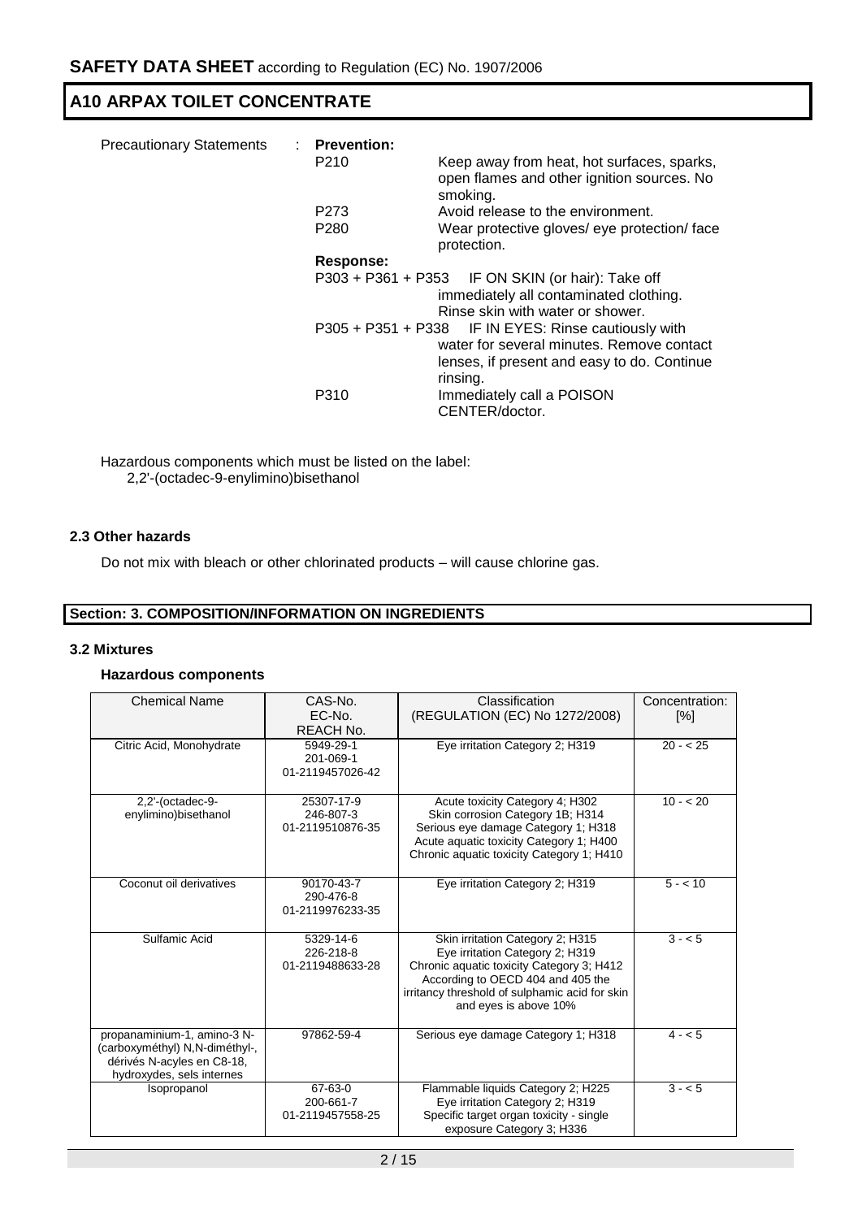Precautionary Statements : **Prevention:**

| | |
|---|---|
| P210 | Keep away from heat, hot surfaces, sparks, open flames and other ignition sources. No smoking. |
| P273 | Avoid release to the environment. |
| P280 | Wear protective gloves/ eye protection/ face protection. |

**Response:**

| | |
|---|---|
| P303 + P361 + P353 | IF ON SKIN (or hair): Take off immediately all contaminated clothing. Rinse skin with water or shower. |
| P305 + P351 + P338 | IF IN EYES: Rinse cautiously with water for several minutes. Remove contact lenses, if present and easy to do. Continue rinsing. |
| P310 | Immediately call a POISON CENTER/doctor. |

Hazardous components which must be listed on the label:
2,2'-(octadec-9-enylimino)bisethanol

### 2.3 Other hazards

Do not mix with bleach or other chlorinated products – will cause chlorine gas.

## Section: 3. COMPOSITION/INFORMATION ON INGREDIENTS

### 3.2 Mixtures

**Hazardous components**

| Chemical Name | CAS-No. EC-No. REACH No. | Classification (REGULATION (EC) No 1272/2008) | Concentration: [%] |
|---|---|---|---|
| Citric Acid, Monohydrate | 5949-29-1 201-069-1 01-2119457026-42 | Eye irritation Category 2; H319 | 20 - < 25 |
| 2,2'-(octadec-9-enylimino)bisethanol | 25307-17-9 246-807-3 01-2119510876-35 | Acute toxicity Category 4; H302 Skin corrosion Category 1B; H314 Serious eye damage Category 1; H318 Acute aquatic toxicity Category 1; H400 Chronic aquatic toxicity Category 1; H410 | 10 - < 20 |
| Coconut oil derivatives | 90170-43-7 290-476-8 01-2119976233-35 | Eye irritation Category 2; H319 | 5 - < 10 |
| Sulfamic Acid | 5329-14-6 226-218-8 01-2119488633-28 | Skin irritation Category 2; H315 Eye irritation Category 2; H319 Chronic aquatic toxicity Category 3; H412 According to OECD 404 and 405 the irritancy threshold of sulphamic acid for skin and eyes is above 10% | 3 - < 5 |
| propanaminium-1, amino-3 N-(carboxyméthyl) N,N-diméthyl-, dérivés N-acyles en C8-18, hydroxydes, sels internes | 97862-59-4 | Serious eye damage Category 1; H318 | 4 - < 5 |
| Isopropanol | 67-63-0 200-661-7 01-2119457558-25 | Flammable liquids Category 2; H225 Eye irritation Category 2; H319 Specific target organ toxicity - single exposure Category 3; H336 | 3 - < 5 |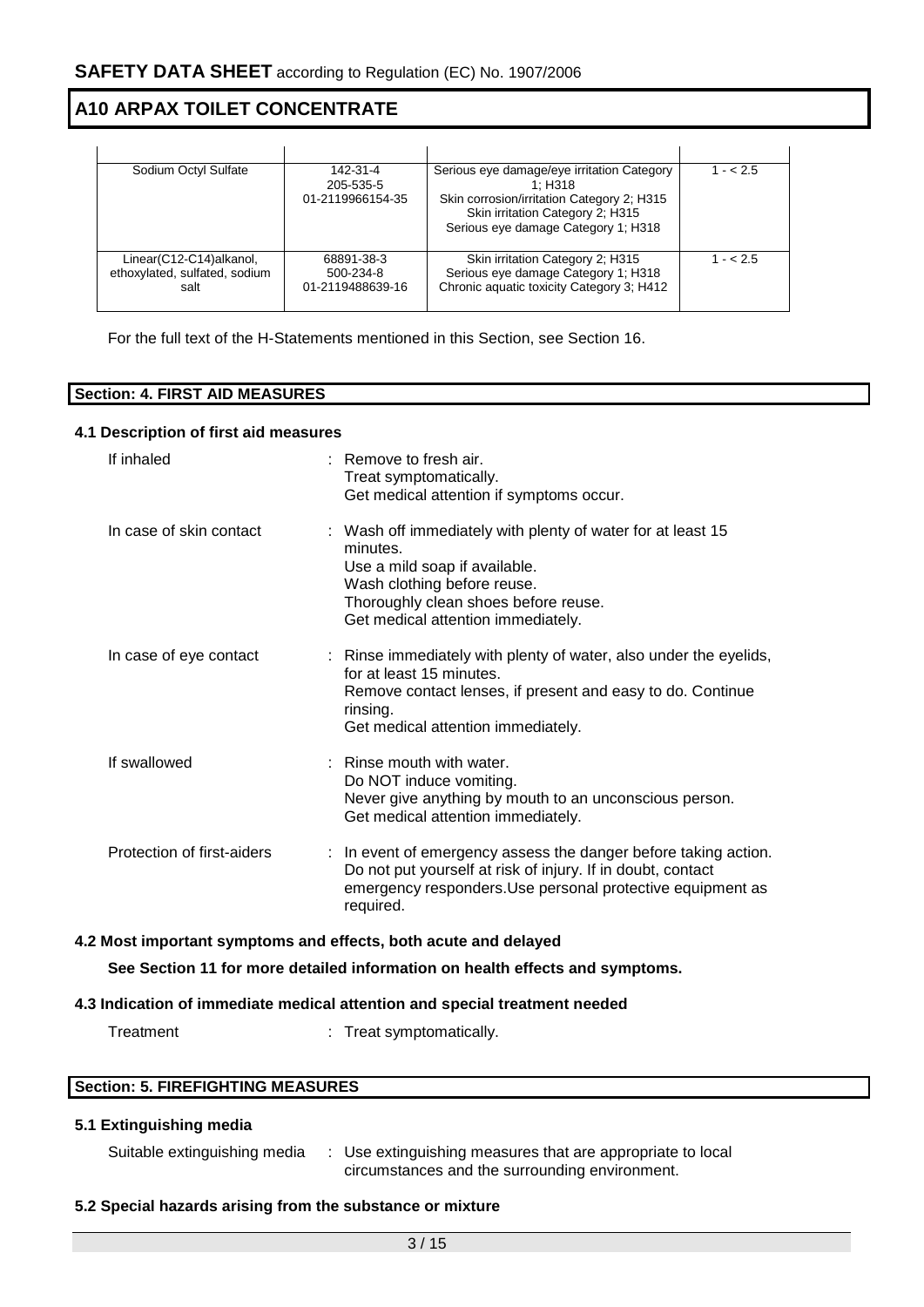| | | | |
|---|---|---|---|
| Sodium Octyl Sulfate | 142-31-4<br>205-535-5<br>01-2119966154-35 | Serious eye damage/eye irritation Category 1; H318<br>Skin corrosion/irritation Category 2; H315<br>Skin irritation Category 2; H315<br>Serious eye damage Category 1; H318 | 1 - < 2.5 |
| Linear(C12-C14)alkanol, ethoxylated, sulfated, sodium salt | 68891-38-3<br>500-234-8<br>01-2119488639-16 | Skin irritation Category 2; H315<br>Serious eye damage Category 1; H318<br>Chronic aquatic toxicity Category 3; H412 | 1 - < 2.5 |

For the full text of the H-Statements mentioned in this Section, see Section 16.

## Section: 4. FIRST AID MEASURES

### 4.1 Description of first aid measures

| | |
|---|---|
| If inhaled | : Remove to fresh air.<br>Treat symptomatically.<br>Get medical attention if symptoms occur. |
| In case of skin contact | : Wash off immediately with plenty of water for at least 15 minutes.<br>Use a mild soap if available.<br>Wash clothing before reuse.<br>Thoroughly clean shoes before reuse.<br>Get medical attention immediately. |
| In case of eye contact | : Rinse immediately with plenty of water, also under the eyelids, for at least 15 minutes.<br>Remove contact lenses, if present and easy to do. Continue rinsing.<br>Get medical attention immediately. |
| If swallowed | : Rinse mouth with water.<br>Do NOT induce vomiting.<br>Never give anything by mouth to an unconscious person.<br>Get medical attention immediately. |
| Protection of first-aiders | : In event of emergency assess the danger before taking action. Do not put yourself at risk of injury. If in doubt, contact emergency responders.Use personal protective equipment as required. |

### 4.2 Most important symptoms and effects, both acute and delayed

**See Section 11 for more detailed information on health effects and symptoms.**

### 4.3 Indication of immediate medical attention and special treatment needed

Treatment : Treat symptomatically.

## Section: 5. FIREFIGHTING MEASURES

### 5.1 Extinguishing media

Suitable extinguishing media : Use extinguishing measures that are appropriate to local circumstances and the surrounding environment.

### 5.2 Special hazards arising from the substance or mixture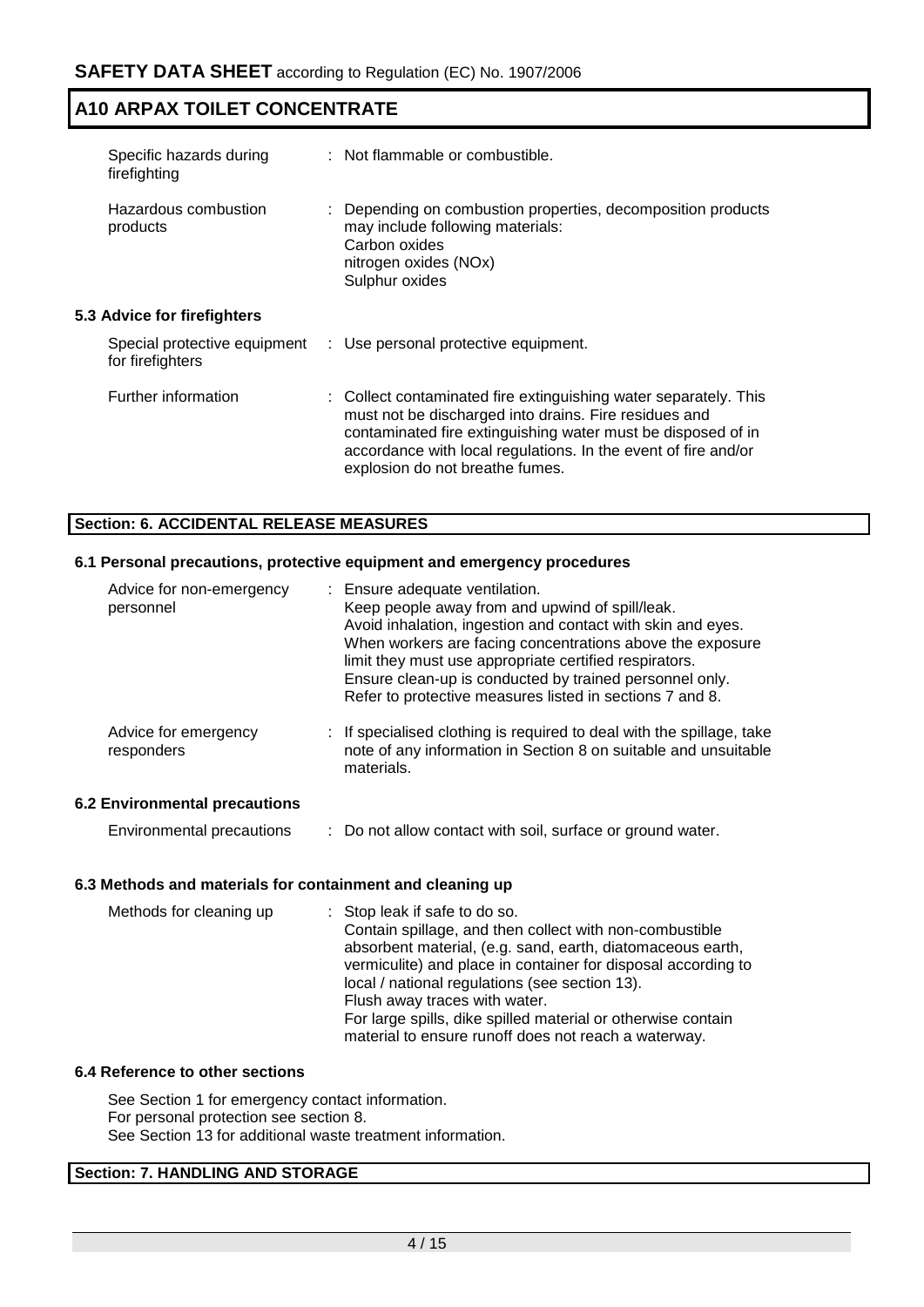| | |
|---|---|
| Specific hazards during firefighting | : Not flammable or combustible. |
| Hazardous combustion products | : Depending on combustion properties, decomposition products may include following materials:<br>Carbon oxides<br>nitrogen oxides (NOx)<br>Sulphur oxides |

### 5.3 Advice for firefighters

| | |
|---|---|
| Special protective equipment for firefighters | : Use personal protective equipment. |
| Further information | : Collect contaminated fire extinguishing water separately. This must not be discharged into drains. Fire residues and contaminated fire extinguishing water must be disposed of in accordance with local regulations. In the event of fire and/or explosion do not breathe fumes. |

## Section: 6. ACCIDENTAL RELEASE MEASURES

### 6.1 Personal precautions, protective equipment and emergency procedures

| | |
|---|---|
| Advice for non-emergency personnel | : Ensure adequate ventilation.<br>Keep people away from and upwind of spill/leak.<br>Avoid inhalation, ingestion and contact with skin and eyes.<br>When workers are facing concentrations above the exposure limit they must use appropriate certified respirators.<br>Ensure clean-up is conducted by trained personnel only.<br>Refer to protective measures listed in sections 7 and 8. |
| Advice for emergency responders | : If specialised clothing is required to deal with the spillage, take note of any information in Section 8 on suitable and unsuitable materials. |

### 6.2 Environmental precautions

| | |
|---|---|
| Environmental precautions | : Do not allow contact with soil, surface or ground water. |

### 6.3 Methods and materials for containment and cleaning up

| | |
|---|---|
| Methods for cleaning up | : Stop leak if safe to do so.<br>Contain spillage, and then collect with non-combustible absorbent material, (e.g. sand, earth, diatomaceous earth, vermiculite) and place in container for disposal according to local / national regulations (see section 13).<br>Flush away traces with water.<br>For large spills, dike spilled material or otherwise contain material to ensure runoff does not reach a waterway. |

### 6.4 Reference to other sections

See Section 1 for emergency contact information.
For personal protection see section 8.
See Section 13 for additional waste treatment information.

## Section: 7. HANDLING AND STORAGE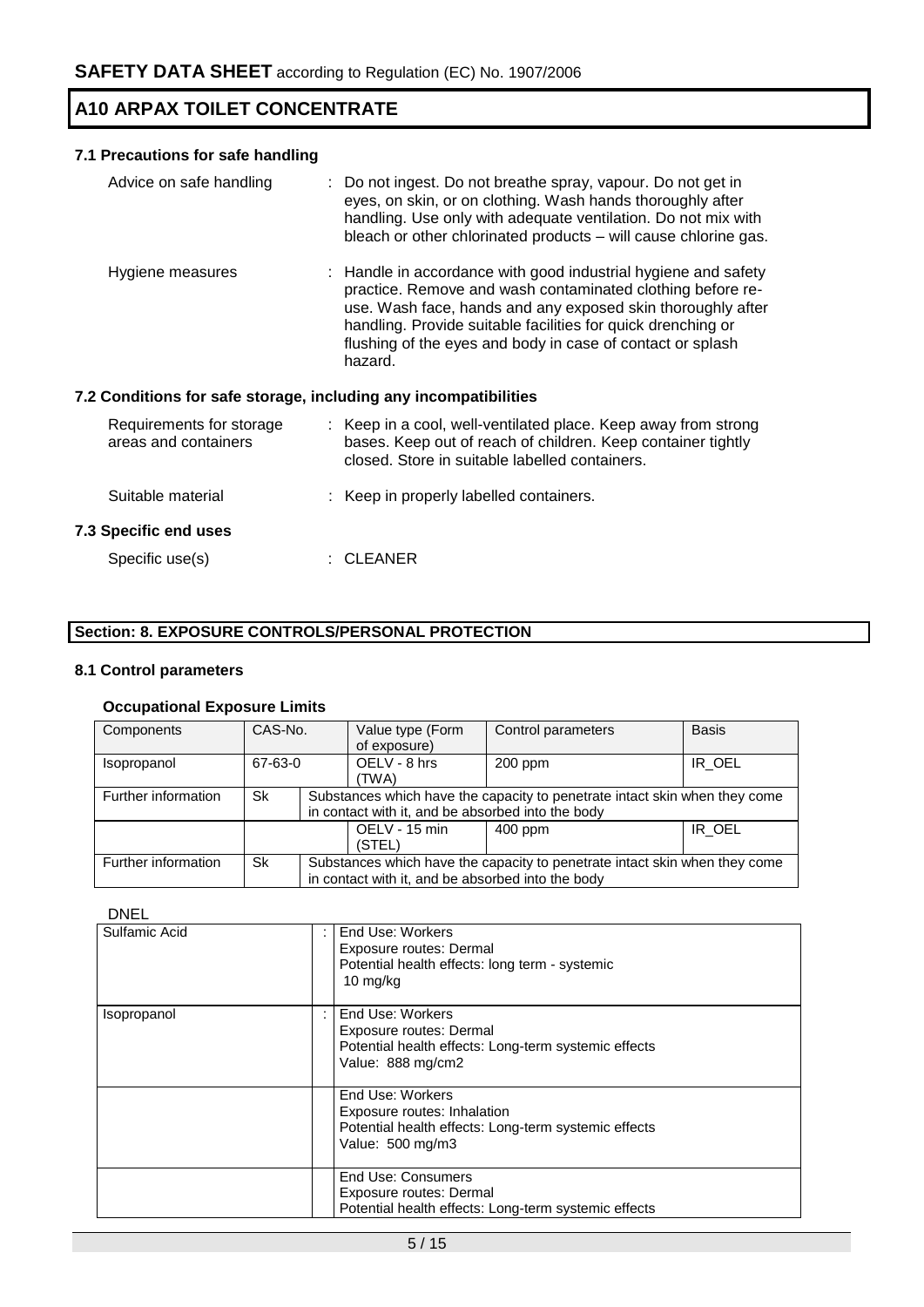## 7.1 Precautions for safe handling

Advice on safe handling : Do not ingest. Do not breathe spray, vapour. Do not get in eyes, on skin, or on clothing. Wash hands thoroughly after handling. Use only with adequate ventilation. Do not mix with bleach or other chlorinated products – will cause chlorine gas.

Hygiene measures : Handle in accordance with good industrial hygiene and safety practice. Remove and wash contaminated clothing before re-use. Wash face, hands and any exposed skin thoroughly after handling. Provide suitable facilities for quick drenching or flushing of the eyes and body in case of contact or splash hazard.

## 7.2 Conditions for safe storage, including any incompatibilities

Requirements for storage areas and containers : Keep in a cool, well-ventilated place. Keep away from strong bases. Keep out of reach of children. Keep container tightly closed. Store in suitable labelled containers.

Suitable material : Keep in properly labelled containers.

## 7.3 Specific end uses

Specific use(s) : CLEANER

# Section: 8. EXPOSURE CONTROLS/PERSONAL PROTECTION

## 8.1 Control parameters

### Occupational Exposure Limits

| Components | CAS-No. | Value type (Form of exposure) | Control parameters | Basis |
|---|---|---|---|---|
| Isopropanol | 67-63-0 | OELV - 8 hrs (TWA) | 200 ppm | IR_OEL |
| Further information | Sk | Substances which have the capacity to penetrate intact skin when they come in contact with it, and be absorbed into the body | | |
| | | OELV - 15 min (STEL) | 400 ppm | IR_OEL |
| Further information | Sk | Substances which have the capacity to penetrate intact skin when they come in contact with it, and be absorbed into the body | | |

DNEL

| | | |
|---|---|---|
| Sulfamic Acid | : | End Use: Workers<br>Exposure routes: Dermal<br>Potential health effects: long term - systemic<br>10 mg/kg |
| Isopropanol | : | End Use: Workers<br>Exposure routes: Dermal<br>Potential health effects: Long-term systemic effects<br>Value: 888 mg/cm2 |
| | | End Use: Workers<br>Exposure routes: Inhalation<br>Potential health effects: Long-term systemic effects<br>Value: 500 mg/m3 |
| | | End Use: Consumers<br>Exposure routes: Dermal<br>Potential health effects: Long-term systemic effects |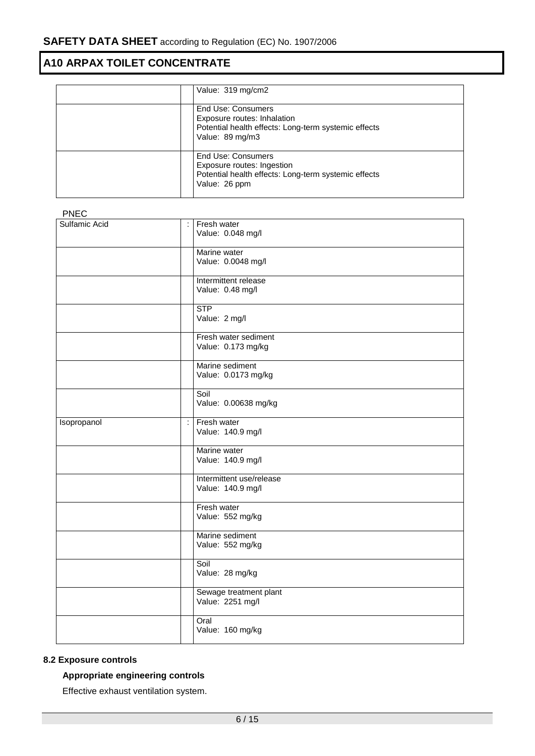| | | |
|---|---|---|
| | | Value: 319 mg/cm2 |
| | | End Use: Consumers<br>Exposure routes: Inhalation<br>Potential health effects: Long-term systemic effects<br>Value: 89 mg/m3 |
| | | End Use: Consumers<br>Exposure routes: Ingestion<br>Potential health effects: Long-term systemic effects<br>Value: 26 ppm |

PNEC

| | | |
|---|---|---|
| Sulfamic Acid | : | Fresh water<br>Value: 0.048 mg/l |
| | | Marine water<br>Value: 0.0048 mg/l |
| | | Intermittent release<br>Value: 0.48 mg/l |
| | | STP<br>Value: 2 mg/l |
| | | Fresh water sediment<br>Value: 0.173 mg/kg |
| | | Marine sediment<br>Value: 0.0173 mg/kg |
| | | Soil<br>Value: 0.00638 mg/kg |
| Isopropanol | : | Fresh water<br>Value: 140.9 mg/l |
| | | Marine water<br>Value: 140.9 mg/l |
| | | Intermittent use/release<br>Value: 140.9 mg/l |
| | | Fresh water<br>Value: 552 mg/kg |
| | | Marine sediment<br>Value: 552 mg/kg |
| | | Soil<br>Value: 28 mg/kg |
| | | Sewage treatment plant<br>Value: 2251 mg/l |
| | | Oral<br>Value: 160 mg/kg |

### 8.2 Exposure controls

#### Appropriate engineering controls

Effective exhaust ventilation system.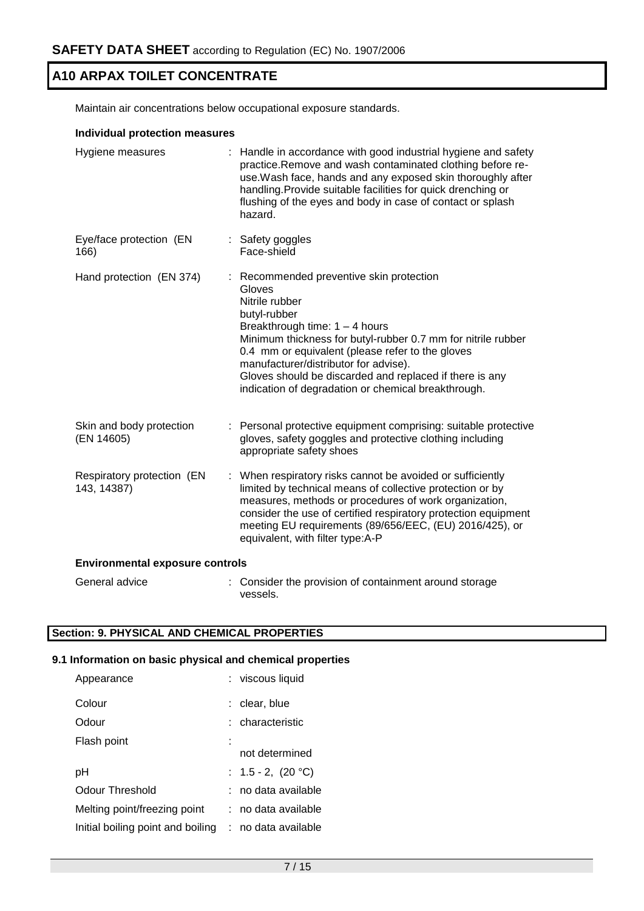Maintain air concentrations below occupational exposure standards.

**Individual protection measures**

| | |
|---|---|
| Hygiene measures | : Handle in accordance with good industrial hygiene and safety practice.Remove and wash contaminated clothing before re-use.Wash face, hands and any exposed skin thoroughly after handling.Provide suitable facilities for quick drenching or flushing of the eyes and body in case of contact or splash hazard. |
| Eye/face protection (EN 166) | : Safety goggles<br>Face-shield |
| Hand protection (EN 374) | : Recommended preventive skin protection<br>Gloves<br>Nitrile rubber<br>butyl-rubber<br>Breakthrough time: 1 – 4 hours<br>Minimum thickness for butyl-rubber 0.7 mm for nitrile rubber 0.4 mm or equivalent (please refer to the gloves manufacturer/distributor for advise).<br>Gloves should be discarded and replaced if there is any indication of degradation or chemical breakthrough. |
| Skin and body protection (EN 14605) | : Personal protective equipment comprising: suitable protective gloves, safety goggles and protective clothing including appropriate safety shoes |
| Respiratory protection (EN 143, 14387) | : When respiratory risks cannot be avoided or sufficiently limited by technical means of collective protection or by measures, methods or procedures of work organization, consider the use of certified respiratory protection equipment meeting EU requirements (89/656/EEC, (EU) 2016/425), or equivalent, with filter type:A-P |

**Environmental exposure controls**

| | |
|---|---|
| General advice | : Consider the provision of containment around storage vessels. |

## Section: 9. PHYSICAL AND CHEMICAL PROPERTIES

### 9.1 Information on basic physical and chemical properties

| | |
|---|---|
| Appearance | : viscous liquid |
| Colour | : clear, blue |
| Odour | : characteristic |
| Flash point | : not determined |
| pH | : 1.5 - 2, (20 °C) |
| Odour Threshold | : no data available |
| Melting point/freezing point | : no data available |
| Initial boiling point and boiling | : no data available |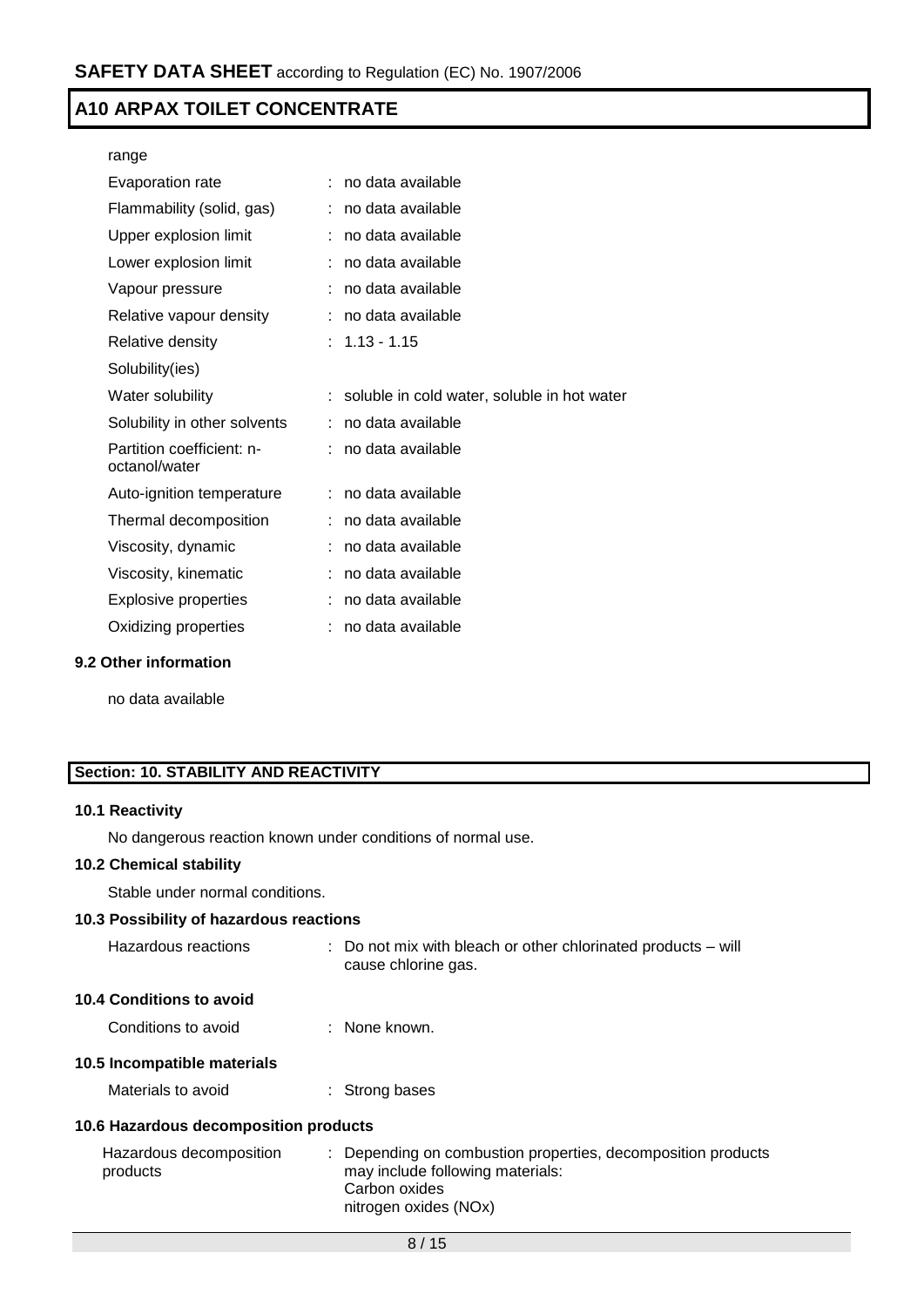range

| | |
|---|---|
| Evaporation rate | : no data available |
| Flammability (solid, gas) | : no data available |
| Upper explosion limit | : no data available |
| Lower explosion limit | : no data available |
| Vapour pressure | : no data available |
| Relative vapour density | : no data available |
| Relative density | : 1.13 - 1.15 |
| Solubility(ies) | |
| Water solubility | : soluble in cold water, soluble in hot water |
| Solubility in other solvents | : no data available |
| Partition coefficient: n-octanol/water | : no data available |
| Auto-ignition temperature | : no data available |
| Thermal decomposition | : no data available |
| Viscosity, dynamic | : no data available |
| Viscosity, kinematic | : no data available |
| Explosive properties | : no data available |
| Oxidizing properties | : no data available |

### 9.2 Other information

no data available

## Section: 10. STABILITY AND REACTIVITY

### 10.1 Reactivity

No dangerous reaction known under conditions of normal use.

### 10.2 Chemical stability

Stable under normal conditions.

### 10.3 Possibility of hazardous reactions

| | |
|---|---|
| Hazardous reactions | : Do not mix with bleach or other chlorinated products – will cause chlorine gas. |

### 10.4 Conditions to avoid

| | |
|---|---|
| Conditions to avoid | : None known. |

### 10.5 Incompatible materials

| | |
|---|---|
| Materials to avoid | : Strong bases |

### 10.6 Hazardous decomposition products

| | |
|---|---|
| Hazardous decomposition products | : Depending on combustion properties, decomposition products may include following materials:<br>Carbon oxides<br>nitrogen oxides (NOx) |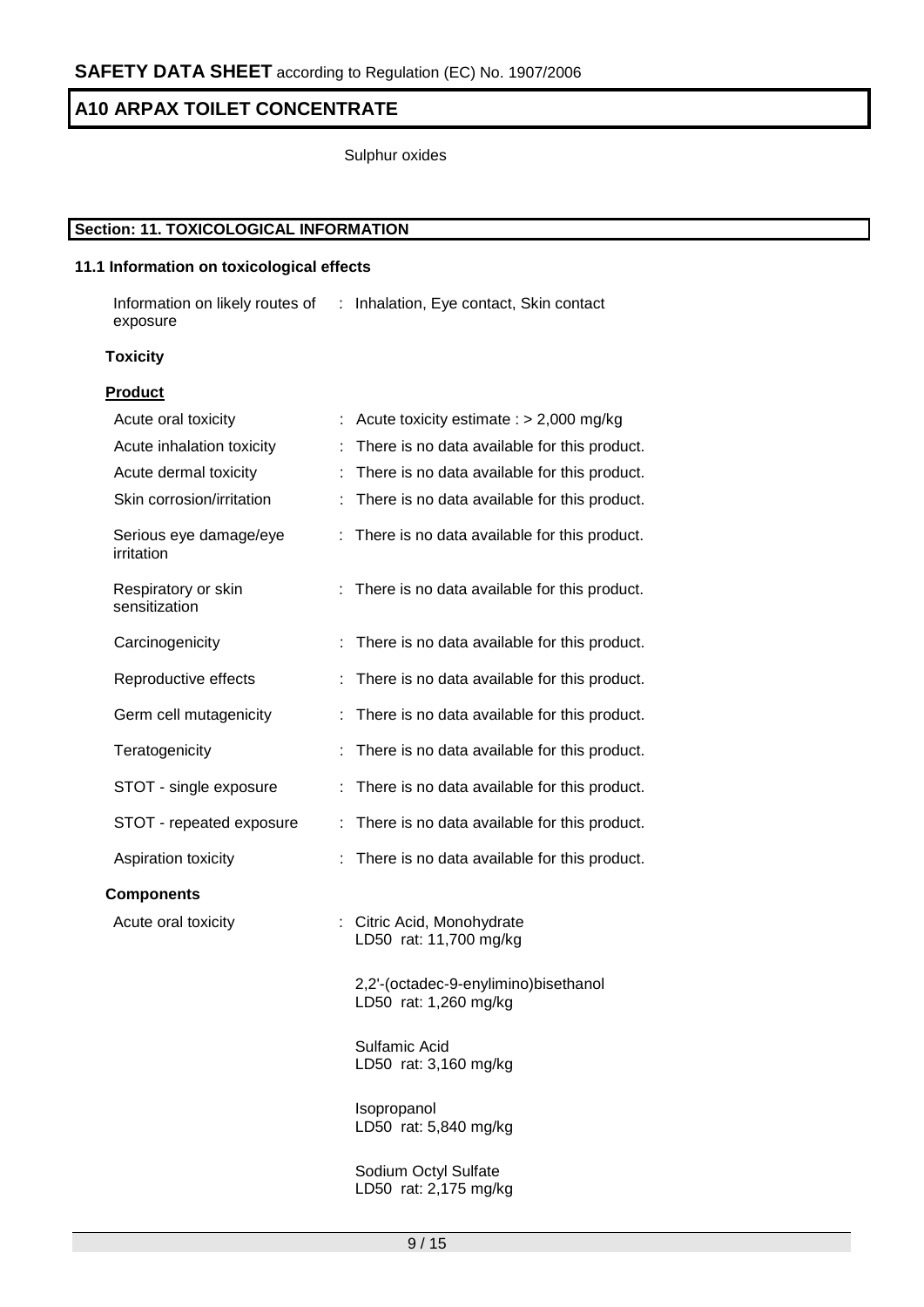Sulphur oxides

## Section: 11. TOXICOLOGICAL INFORMATION

### 11.1 Information on toxicological effects

| | |
|---|---|
| Information on likely routes of exposure | : Inhalation, Eye contact, Skin contact |

**Toxicity**

**Product**

| | |
|---|---|
| Acute oral toxicity | : Acute toxicity estimate : > 2,000 mg/kg |
| Acute inhalation toxicity | : There is no data available for this product. |
| Acute dermal toxicity | : There is no data available for this product. |
| Skin corrosion/irritation | : There is no data available for this product. |
| Serious eye damage/eye irritation | : There is no data available for this product. |
| Respiratory or skin sensitization | : There is no data available for this product. |
| Carcinogenicity | : There is no data available for this product. |
| Reproductive effects | : There is no data available for this product. |
| Germ cell mutagenicity | : There is no data available for this product. |
| Teratogenicity | : There is no data available for this product. |
| STOT - single exposure | : There is no data available for this product. |
| STOT - repeated exposure | : There is no data available for this product. |
| Aspiration toxicity | : There is no data available for this product. |

**Components**

Acute oral toxicity : Citric Acid, Monohydrate
LD50 rat: 11,700 mg/kg

2,2'-(octadec-9-enylimino)bisethanol
LD50 rat: 1,260 mg/kg

Sulfamic Acid
LD50 rat: 3,160 mg/kg

Isopropanol
LD50 rat: 5,840 mg/kg

Sodium Octyl Sulfate
LD50 rat: 2,175 mg/kg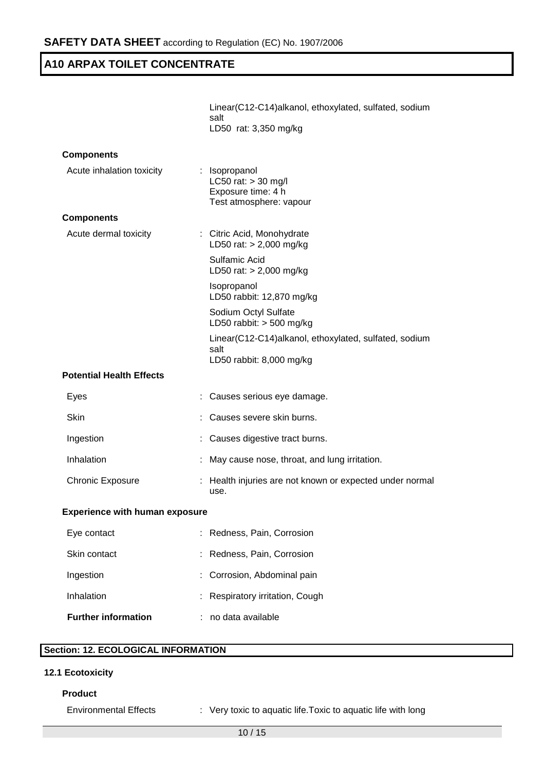| | |
|---|---|
| | Linear(C12-C14)alkanol, ethoxylated, sulfated, sodium salt<br>LD50 rat: 3,350 mg/kg |

**Components**

| | |
|---|---|
| Acute inhalation toxicity | : Isopropanol<br>LC50 rat: > 30 mg/l<br>Exposure time: 4 h<br>Test atmosphere: vapour |

**Components**

| | |
|---|---|
| Acute dermal toxicity | : Citric Acid, Monohydrate<br>LD50 rat: > 2,000 mg/kg |
| | Sulfamic Acid<br>LD50 rat: > 2,000 mg/kg |
| | Isopropanol<br>LD50 rabbit: 12,870 mg/kg |
| | Sodium Octyl Sulfate<br>LD50 rabbit: > 500 mg/kg |
| | Linear(C12-C14)alkanol, ethoxylated, sulfated, sodium salt<br>LD50 rabbit: 8,000 mg/kg |

**Potential Health Effects**

| | |
|---|---|
| Eyes | : Causes serious eye damage. |
| Skin | : Causes severe skin burns. |
| Ingestion | : Causes digestive tract burns. |
| Inhalation | : May cause nose, throat, and lung irritation. |
| Chronic Exposure | : Health injuries are not known or expected under normal use. |

**Experience with human exposure**

| | |
|---|---|
| Eye contact | : Redness, Pain, Corrosion |
| Skin contact | : Redness, Pain, Corrosion |
| Ingestion | : Corrosion, Abdominal pain |
| Inhalation | : Respiratory irritation, Cough |
| **Further information** | : no data available |

## Section: 12. ECOLOGICAL INFORMATION

### 12.1 Ecotoxicity

**Product**

| | |
|---|---|
| Environmental Effects | : Very toxic to aquatic life.Toxic to aquatic life with long |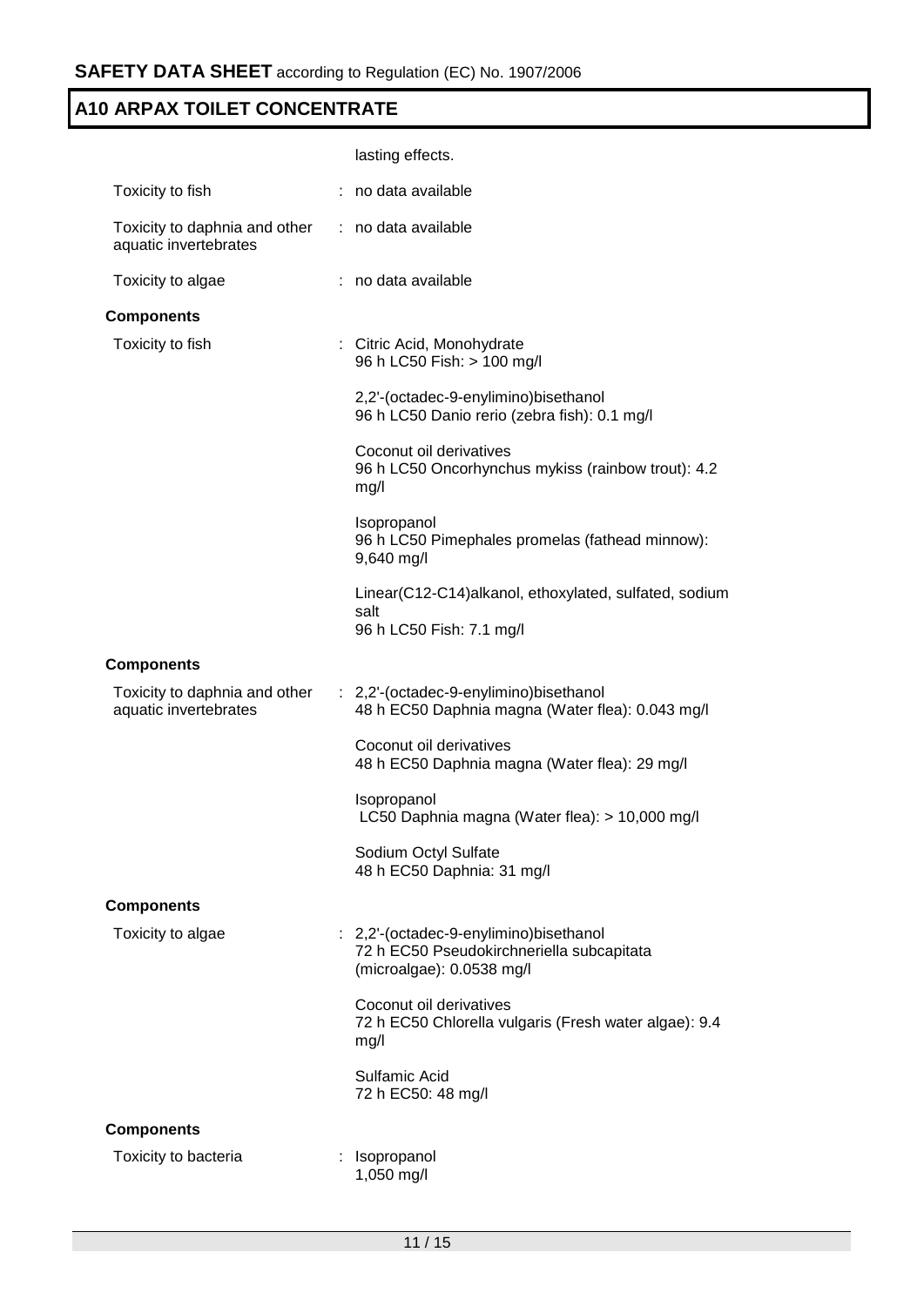lasting effects.

| | |
|---|---|
| Toxicity to fish | : no data available |
| Toxicity to daphnia and other aquatic invertebrates | : no data available |
| Toxicity to algae | : no data available |

**Components**

| | |
|---|---|
| Toxicity to fish | : Citric Acid, Monohydrate<br>96 h LC50 Fish: > 100 mg/l<br><br>2,2'-(octadec-9-enylimino)bisethanol<br>96 h LC50 Danio rerio (zebra fish): 0.1 mg/l<br><br>Coconut oil derivatives<br>96 h LC50 Oncorhynchus mykiss (rainbow trout): 4.2 mg/l<br><br>Isopropanol<br>96 h LC50 Pimephales promelas (fathead minnow): 9,640 mg/l<br><br>Linear(C12-C14)alkanol, ethoxylated, sulfated, sodium salt<br>96 h LC50 Fish: 7.1 mg/l |

**Components**

| | |
|---|---|
| Toxicity to daphnia and other aquatic invertebrates | : 2,2'-(octadec-9-enylimino)bisethanol<br>48 h EC50 Daphnia magna (Water flea): 0.043 mg/l<br><br>Coconut oil derivatives<br>48 h EC50 Daphnia magna (Water flea): 29 mg/l<br><br>Isopropanol<br>LC50 Daphnia magna (Water flea): > 10,000 mg/l<br><br>Sodium Octyl Sulfate<br>48 h EC50 Daphnia: 31 mg/l |

**Components**

| | |
|---|---|
| Toxicity to algae | : 2,2'-(octadec-9-enylimino)bisethanol<br>72 h EC50 Pseudokirchneriella subcapitata (microalgae): 0.0538 mg/l<br><br>Coconut oil derivatives<br>72 h EC50 Chlorella vulgaris (Fresh water algae): 9.4 mg/l<br><br>Sulfamic Acid<br>72 h EC50: 48 mg/l |

**Components**

| | |
|---|---|
| Toxicity to bacteria | : Isopropanol<br>1,050 mg/l |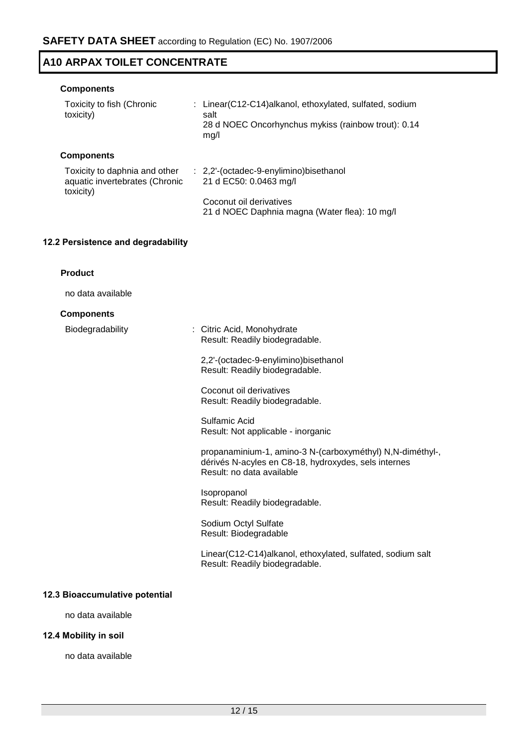## A10 ARPAX TOILET CONCENTRATE

**Components**

| | |
|---|---|
| Toxicity to fish (Chronic toxicity) | : Linear(C12-C14)alkanol, ethoxylated, sulfated, sodium salt<br>28 d NOEC Oncorhynchus mykiss (rainbow trout): 0.14 mg/l |

**Components**

| | |
|---|---|
| Toxicity to daphnia and other aquatic invertebrates (Chronic toxicity) | : 2,2'-(octadec-9-enylimino)bisethanol<br>21 d EC50: 0.0463 mg/l<br><br>Coconut oil derivatives<br>21 d NOEC Daphnia magna (Water flea): 10 mg/l |

### 12.2 Persistence and degradability

**Product**

no data available

**Components**

Biodegradability : Citric Acid, Monohydrate
Result: Readily biodegradable.

2,2'-(octadec-9-enylimino)bisethanol
Result: Readily biodegradable.

Coconut oil derivatives
Result: Readily biodegradable.

Sulfamic Acid
Result: Not applicable - inorganic

propanaminium-1, amino-3 N-(carboxyméthyl) N,N-diméthyl-, dérivés N-acyles en C8-18, hydroxydes, sels internes
Result: no data available

Isopropanol
Result: Readily biodegradable.

Sodium Octyl Sulfate
Result: Biodegradable

Linear(C12-C14)alkanol, ethoxylated, sulfated, sodium salt
Result: Readily biodegradable.

### 12.3 Bioaccumulative potential

no data available

### 12.4 Mobility in soil

no data available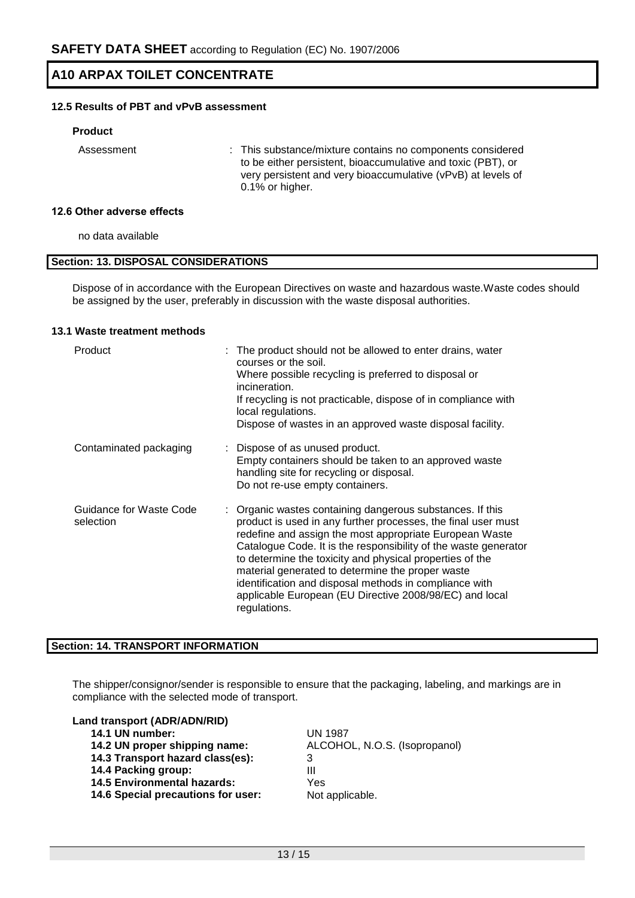#### 12.5 Results of PBT and vPvB assessment

**Product**

| | |
|---|---|
| Assessment | : This substance/mixture contains no components considered to be either persistent, bioaccumulative and toxic (PBT), or very persistent and very bioaccumulative (vPvB) at levels of 0.1% or higher. |

#### 12.6 Other adverse effects

no data available

## Section: 13. DISPOSAL CONSIDERATIONS

Dispose of in accordance with the European Directives on waste and hazardous waste.Waste codes should be assigned by the user, preferably in discussion with the waste disposal authorities.

#### 13.1 Waste treatment methods

| | |
|---|---|
| Product | : The product should not be allowed to enter drains, water courses or the soil. Where possible recycling is preferred to disposal or incineration. If recycling is not practicable, dispose of in compliance with local regulations. Dispose of wastes in an approved waste disposal facility. |
| Contaminated packaging | : Dispose of as unused product. Empty containers should be taken to an approved waste handling site for recycling or disposal. Do not re-use empty containers. |
| Guidance for Waste Code selection | : Organic wastes containing dangerous substances. If this product is used in any further processes, the final user must redefine and assign the most appropriate European Waste Catalogue Code. It is the responsibility of the waste generator to determine the toxicity and physical properties of the material generated to determine the proper waste identification and disposal methods in compliance with applicable European (EU Directive 2008/98/EC) and local regulations. |

## Section: 14. TRANSPORT INFORMATION

The shipper/consignor/sender is responsible to ensure that the packaging, labeling, and markings are in compliance with the selected mode of transport.

**Land transport (ADR/ADN/RID)**

| | |
|---|---|
| **14.1 UN number:** | UN 1987 |
| **14.2 UN proper shipping name:** | ALCOHOL, N.O.S. (Isopropanol) |
| **14.3 Transport hazard class(es):** | 3 |
| **14.4 Packing group:** | III |
| **14.5 Environmental hazards:** | Yes |
| **14.6 Special precautions for user:** | Not applicable. |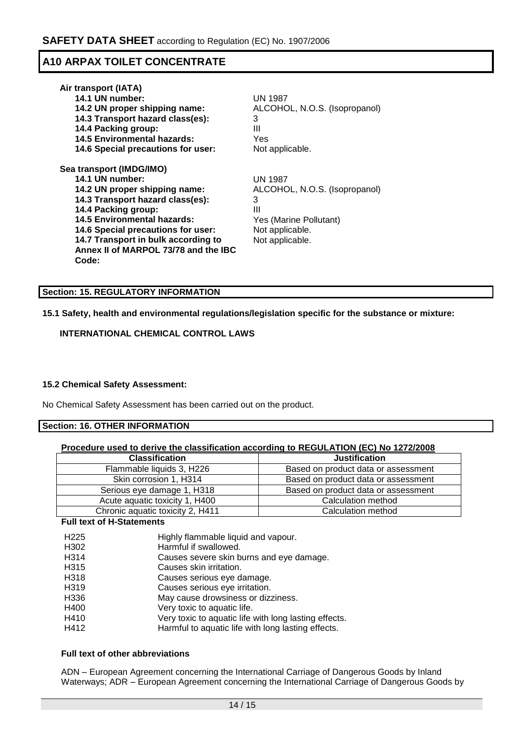**Air transport (IATA)**

**14.1 UN number:** UN 1987
**14.2 UN proper shipping name:** ALCOHOL, N.O.S. (Isopropanol)
**14.3 Transport hazard class(es):** 3
**14.4 Packing group:** III
**14.5 Environmental hazards:** Yes
**14.6 Special precautions for user:** Not applicable.

**Sea transport (IMDG/IMO)**

**14.1 UN number:** UN 1987
**14.2 UN proper shipping name:** ALCOHOL, N.O.S. (Isopropanol)
**14.3 Transport hazard class(es):** 3
**14.4 Packing group:** III
**14.5 Environmental hazards:** Yes (Marine Pollutant)
**14.6 Special precautions for user:** Not applicable.
**14.7 Transport in bulk according to Annex II of MARPOL 73/78 and the IBC Code:** Not applicable.

## Section: 15. REGULATORY INFORMATION

**15.1 Safety, health and environmental regulations/legislation specific for the substance or mixture:**

**INTERNATIONAL CHEMICAL CONTROL LAWS**

**15.2 Chemical Safety Assessment:**

No Chemical Safety Assessment has been carried out on the product.

## Section: 16. OTHER INFORMATION

**Procedure used to derive the classification according to REGULATION (EC) No 1272/2008**

| Classification | Justification |
|---|---|
| Flammable liquids 3, H226 | Based on product data or assessment |
| Skin corrosion 1, H314 | Based on product data or assessment |
| Serious eye damage 1, H318 | Based on product data or assessment |
| Acute aquatic toxicity 1, H400 | Calculation method |
| Chronic aquatic toxicity 2, H411 | Calculation method |

**Full text of H-Statements**

| | |
|---|---|
| H225 | Highly flammable liquid and vapour. |
| H302 | Harmful if swallowed. |
| H314 | Causes severe skin burns and eye damage. |
| H315 | Causes skin irritation. |
| H318 | Causes serious eye damage. |
| H319 | Causes serious eye irritation. |
| H336 | May cause drowsiness or dizziness. |
| H400 | Very toxic to aquatic life. |
| H410 | Very toxic to aquatic life with long lasting effects. |
| H412 | Harmful to aquatic life with long lasting effects. |

**Full text of other abbreviations**

ADN – European Agreement concerning the International Carriage of Dangerous Goods by Inland Waterways; ADR – European Agreement concerning the International Carriage of Dangerous Goods by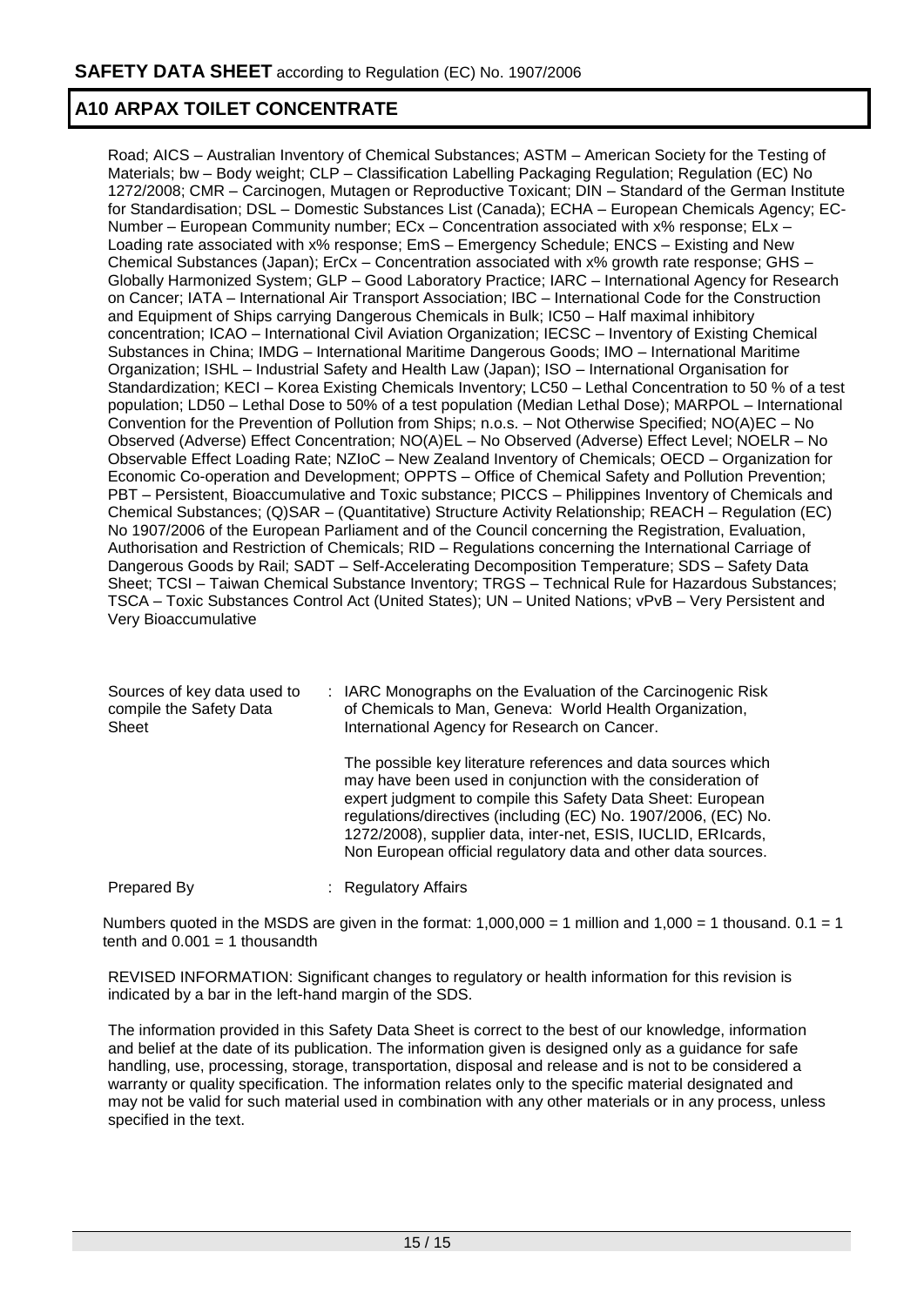Road; AICS – Australian Inventory of Chemical Substances; ASTM – American Society for the Testing of Materials; bw – Body weight; CLP – Classification Labelling Packaging Regulation; Regulation (EC) No 1272/2008; CMR – Carcinogen, Mutagen or Reproductive Toxicant; DIN – Standard of the German Institute for Standardisation; DSL – Domestic Substances List (Canada); ECHA – European Chemicals Agency; EC-Number – European Community number; ECx – Concentration associated with x% response; ELx – Loading rate associated with x% response; EmS – Emergency Schedule; ENCS – Existing and New Chemical Substances (Japan); ErCx – Concentration associated with x% growth rate response; GHS – Globally Harmonized System; GLP – Good Laboratory Practice; IARC – International Agency for Research on Cancer; IATA – International Air Transport Association; IBC – International Code for the Construction and Equipment of Ships carrying Dangerous Chemicals in Bulk; IC50 – Half maximal inhibitory concentration; ICAO – International Civil Aviation Organization; IECSC – Inventory of Existing Chemical Substances in China; IMDG – International Maritime Dangerous Goods; IMO – International Maritime Organization; ISHL – Industrial Safety and Health Law (Japan); ISO – International Organisation for Standardization; KECI – Korea Existing Chemicals Inventory; LC50 – Lethal Concentration to 50 % of a test population; LD50 – Lethal Dose to 50% of a test population (Median Lethal Dose); MARPOL – International Convention for the Prevention of Pollution from Ships; n.o.s. – Not Otherwise Specified; NO(A)EC – No Observed (Adverse) Effect Concentration; NO(A)EL – No Observed (Adverse) Effect Level; NOELR – No Observable Effect Loading Rate; NZIoC – New Zealand Inventory of Chemicals; OECD – Organization for Economic Co-operation and Development; OPPTS – Office of Chemical Safety and Pollution Prevention; PBT – Persistent, Bioaccumulative and Toxic substance; PICCS – Philippines Inventory of Chemicals and Chemical Substances; (Q)SAR – (Quantitative) Structure Activity Relationship; REACH – Regulation (EC) No 1907/2006 of the European Parliament and of the Council concerning the Registration, Evaluation, Authorisation and Restriction of Chemicals; RID – Regulations concerning the International Carriage of Dangerous Goods by Rail; SADT – Self-Accelerating Decomposition Temperature; SDS – Safety Data Sheet; TCSI – Taiwan Chemical Substance Inventory; TRGS – Technical Rule for Hazardous Substances; TSCA – Toxic Substances Control Act (United States); UN – United Nations; vPvB – Very Persistent and Very Bioaccumulative

Sources of key data used to compile the Safety Data Sheet : IARC Monographs on the Evaluation of the Carcinogenic Risk of Chemicals to Man, Geneva: World Health Organization, International Agency for Research on Cancer.

The possible key literature references and data sources which may have been used in conjunction with the consideration of expert judgment to compile this Safety Data Sheet: European regulations/directives (including (EC) No. 1907/2006, (EC) No. 1272/2008), supplier data, inter-net, ESIS, IUCLID, ERIcards, Non European official regulatory data and other data sources.

Prepared By : Regulatory Affairs

Numbers quoted in the MSDS are given in the format: 1,000,000 = 1 million and 1,000 = 1 thousand. 0.1 = 1 tenth and 0.001 = 1 thousandth

REVISED INFORMATION: Significant changes to regulatory or health information for this revision is indicated by a bar in the left-hand margin of the SDS.

The information provided in this Safety Data Sheet is correct to the best of our knowledge, information and belief at the date of its publication. The information given is designed only as a guidance for safe handling, use, processing, storage, transportation, disposal and release and is not to be considered a warranty or quality specification. The information relates only to the specific material designated and may not be valid for such material used in combination with any other materials or in any process, unless specified in the text.